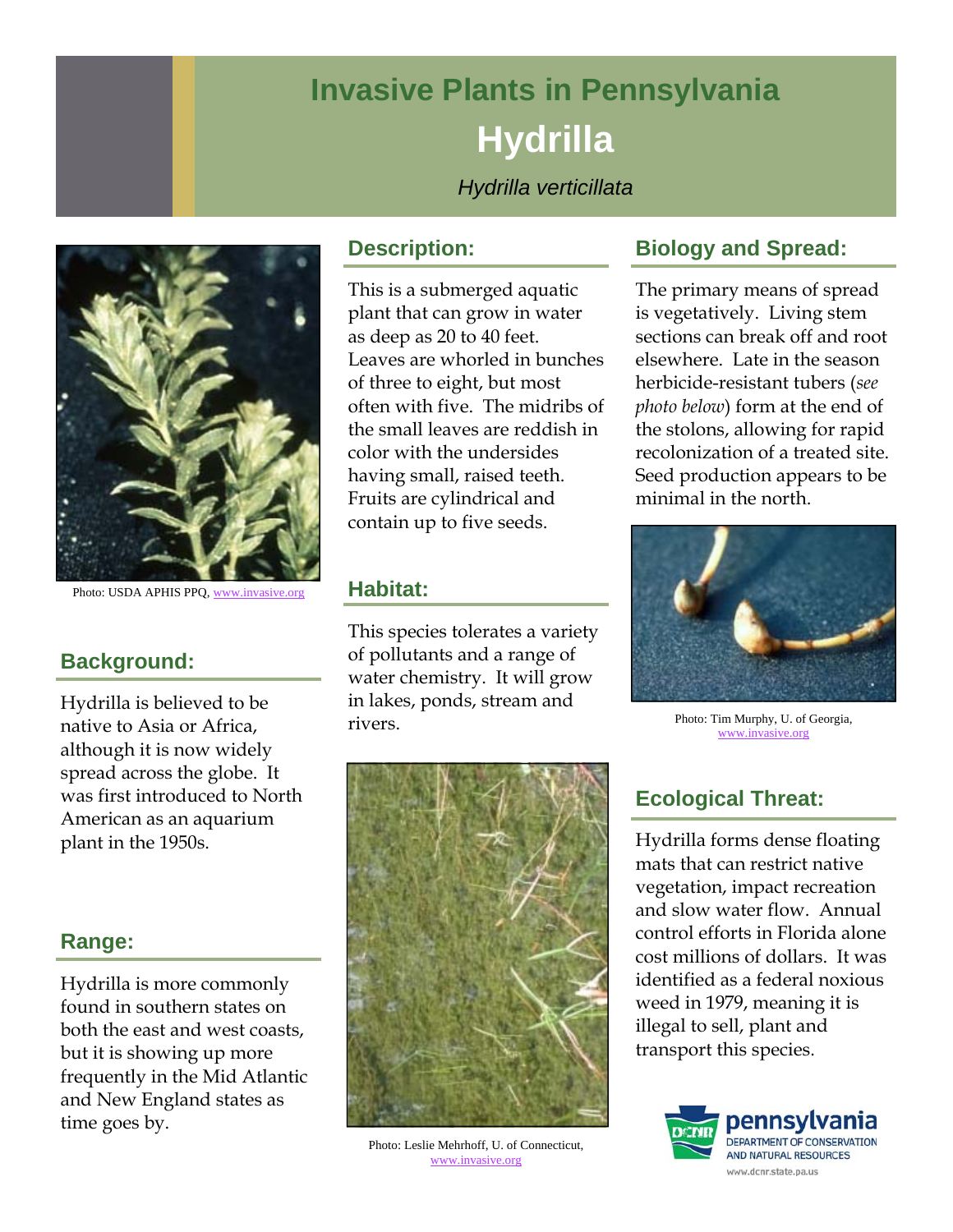# Invasive Plants in Pennsylvania

# Hydrilla

*Hydrilla verticillata*

Photo: USDA APHIS PPQ, www.invasive.org

## Background:

Hydrilla is believed to be native to Asia or Africa, although it is now widely spread across the globe. It was first introduced to North American as an aquarium plant in the 1950s.

## Range:

Hydrilla is more commonly found in southern states on both the east and west coasts, but it is showing up more frequently in the Mid Atlantic and New England states as time goes by.

## Description:

This is a submerged aquatic plant that can grow in water as deep as 20 to 40 feet. Leaves are whorled in bunches of three to eight, but most often with five. The midribs of the small leaves are reddish in color with the undersides having small, raised teeth. Fruits are cylindrical and contain up to five seeds.

## Habitat:

This species tolerates a variety of pollutants and a range of water chemistry. It will grow in lakes, ponds, stream and rivers.

Photo: Leslie Mehrhoff, U. of Connecticut, www.invasive.org

## Biology and Spread:

The primary means of spread is vegetatively. Living stem sections can break off and root elsewhere. Late in the season herbicide-resistant tubers (*see photo below*) form at the end of the stolons, allowing for rapid recolonization of a treated site. Seed production appears to be minimal in the north.

Photo: Tim Murphy, U. of Georgia, www.invasive.org

## Ecological Threat:

Hydrilla forms dense floating mats that can restrict native vegetation, impact recreation and slow water flow. Annual control efforts in Florida alone cost millions of dollars. It was identified as a federal noxious weed in 1979, meaning it is illegal to sell, plant and transport this species.

pennsylvania DEPARTMENT OF CONSERVATION AND NATURAL RESOURCES
www.dcnr.state.pa.us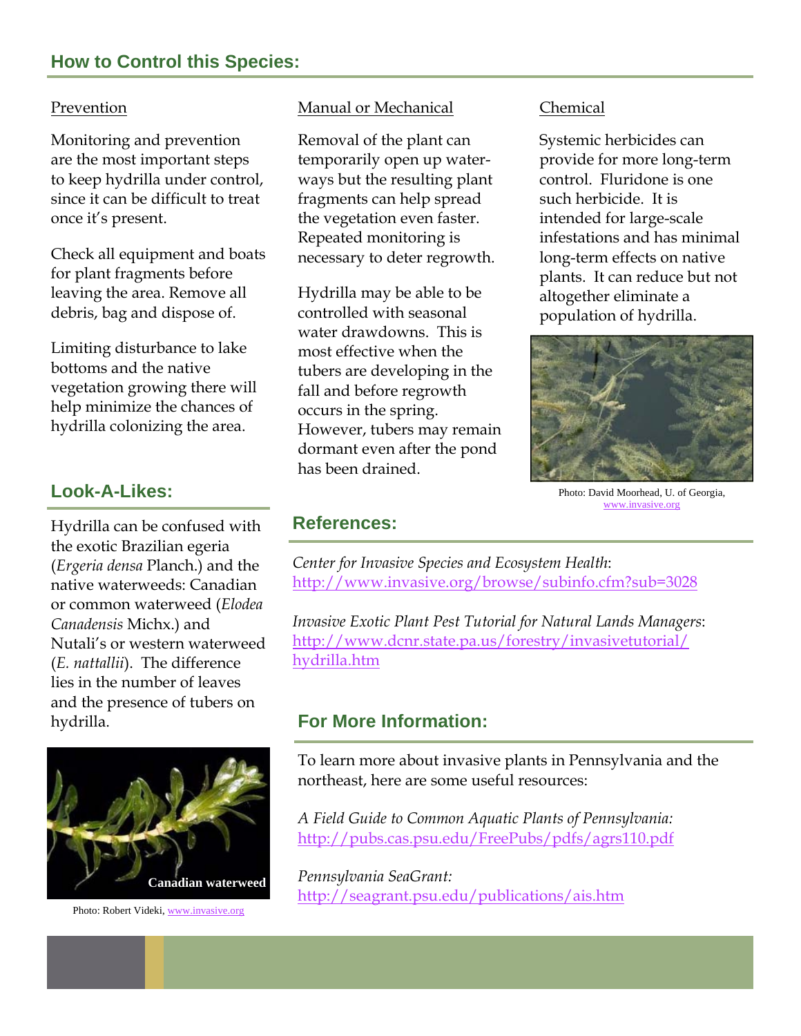## How to Control this Species:

### Prevention

Monitoring and prevention are the most important steps to keep hydrilla under control, since it can be difficult to treat once it's present.

Check all equipment and boats for plant fragments before leaving the area. Remove all debris, bag and dispose of.

Limiting disturbance to lake bottoms and the native vegetation growing there will help minimize the chances of hydrilla colonizing the area.

### Manual or Mechanical

Removal of the plant can temporarily open up waterways but the resulting plant fragments can help spread the vegetation even faster. Repeated monitoring is necessary to deter regrowth.

Hydrilla may be able to be controlled with seasonal water drawdowns. This is most effective when the tubers are developing in the fall and before regrowth occurs in the spring. However, tubers may remain dormant even after the pond has been drained.

### Chemical

Systemic herbicides can provide for more long-term control. Fluridone is one such herbicide. It is intended for large-scale infestations and has minimal long-term effects on native plants. It can reduce but not altogether eliminate a population of hydrilla.

Photo: David Moorhead, U. of Georgia, www.invasive.org

## Look-A-Likes:

Hydrilla can be confused with the exotic Brazilian egeria (*Ergeria densa* Planch.) and the native waterweeds: Canadian or common waterweed (*Elodea Canadensis* Michx.) and Nutali's or western waterweed (*E. nattallii*). The difference lies in the number of leaves and the presence of tubers on hydrilla.

Canadian waterweed

Photo: Robert Videki, www.invasive.org

## References:

*Center for Invasive Species and Ecosystem Health*: http://www.invasive.org/browse/subinfo.cfm?sub=3028

*Invasive Exotic Plant Pest Tutorial for Natural Lands Managers*: http://www.dcnr.state.pa.us/forestry/invasivetutorial/hydrilla.htm

## For More Information:

To learn more about invasive plants in Pennsylvania and the northeast, here are some useful resources:

*A Field Guide to Common Aquatic Plants of Pennsylvania:* http://pubs.cas.psu.edu/FreePubs/pdfs/agrs110.pdf

*Pennsylvania SeaGrant:* http://seagrant.psu.edu/publications/ais.htm